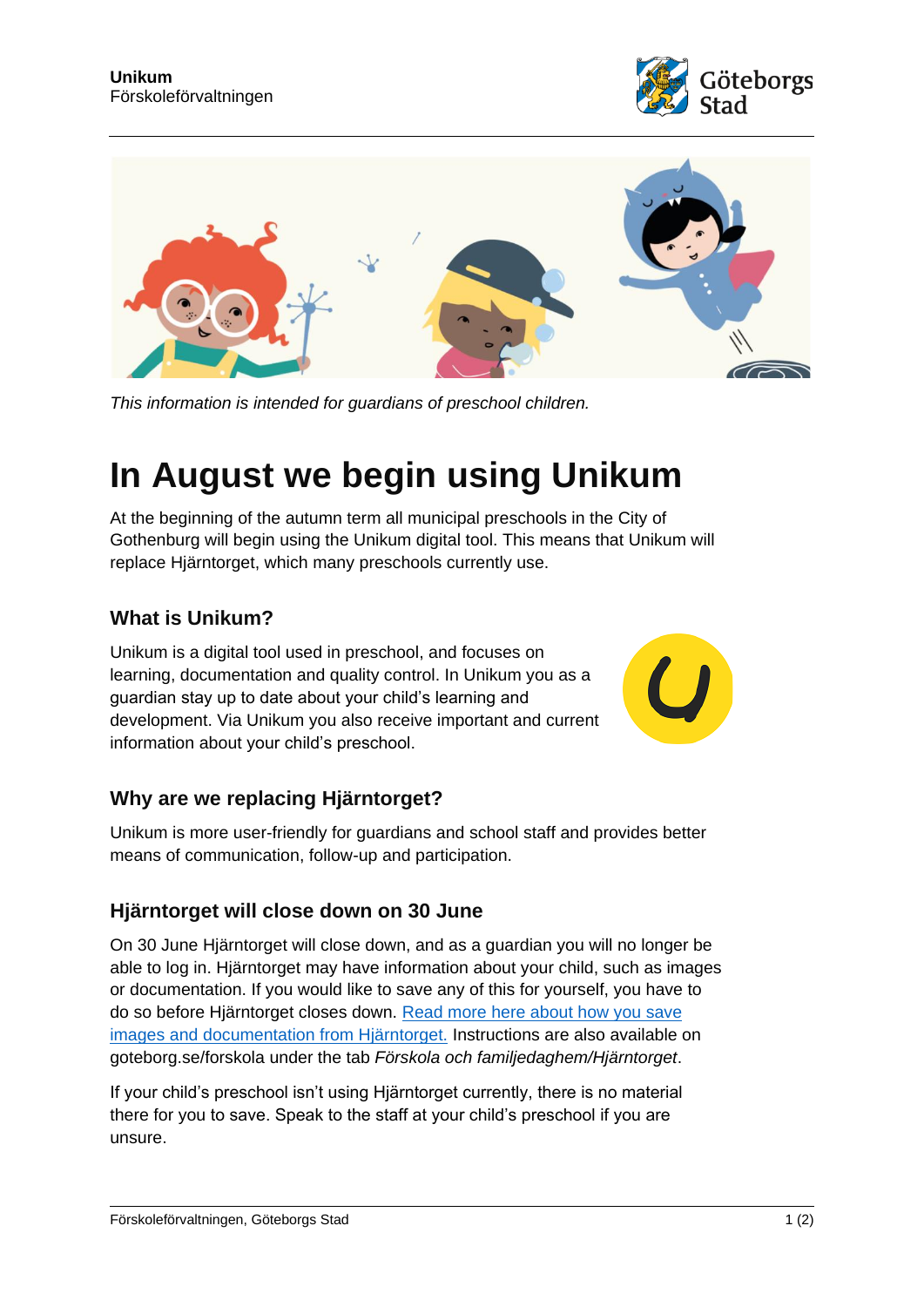**Unikum**
Förskoleförvaltningen

*This information is intended for guardians of preschool children.*

# In August we begin using Unikum

At the beginning of the autumn term all municipal preschools in the City of Gothenburg will begin using the Unikum digital tool. This means that Unikum will replace Hjärntorget, which many preschools currently use.

## What is Unikum?

Unikum is a digital tool used in preschool, and focuses on learning, documentation and quality control. In Unikum you as a guardian stay up to date about your child's learning and development. Via Unikum you also receive important and current information about your child's preschool.

## Why are we replacing Hjärntorget?

Unikum is more user-friendly for guardians and school staff and provides better means of communication, follow-up and participation.

## Hjärntorget will close down on 30 June

On 30 June Hjärntorget will close down, and as a guardian you will no longer be able to log in. Hjärntorget may have information about your child, such as images or documentation. If you would like to save any of this for yourself, you have to do so before Hjärntorget closes down. Read more here about how you save images and documentation from Hjärntorget. Instructions are also available on goteborg.se/forskola under the tab *Förskola och familjedaghem/Hjärntorget*.

If your child's preschool isn't using Hjärntorget currently, there is no material there for you to save. Speak to the staff at your child's preschool if you are unsure.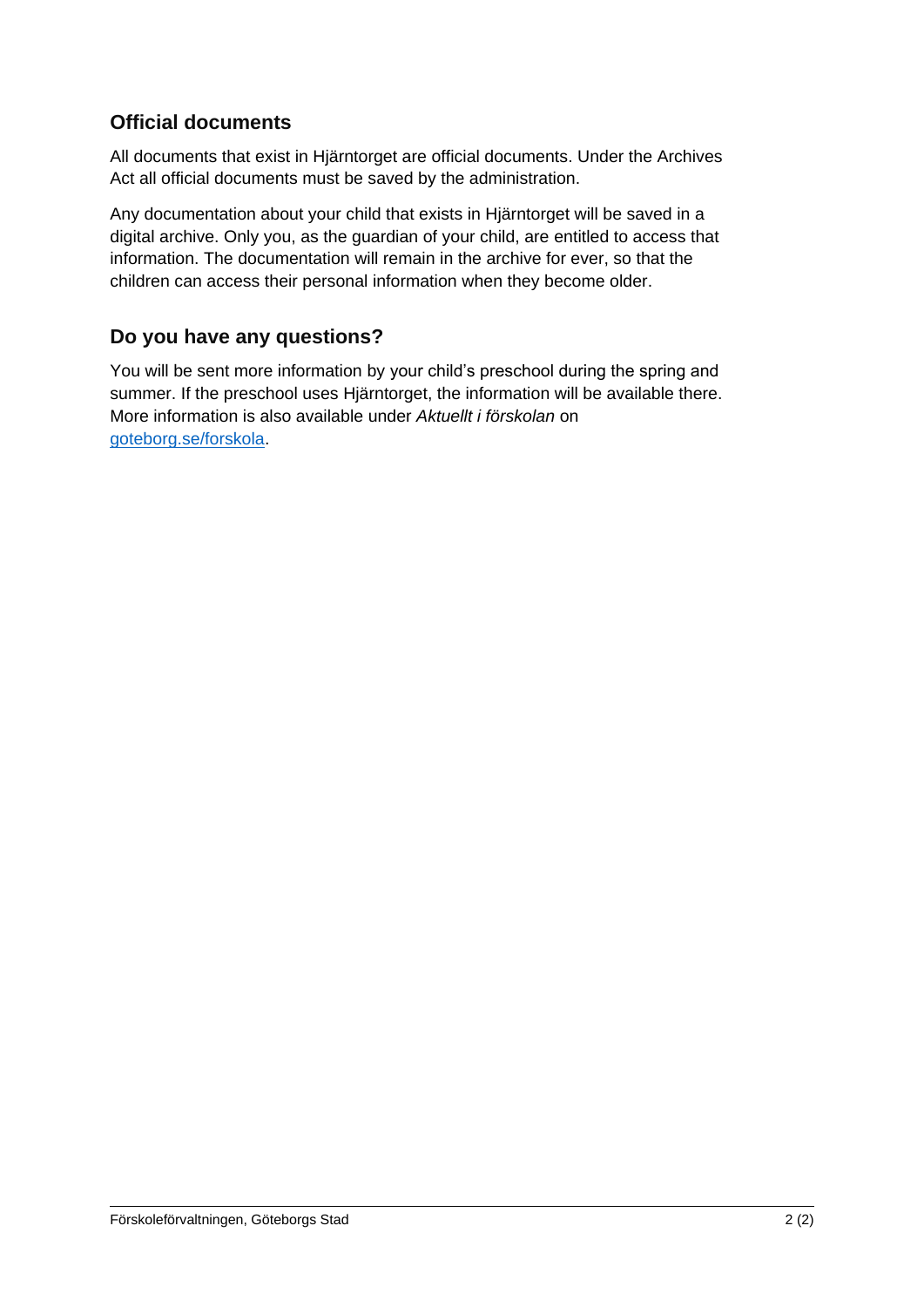## Official documents

All documents that exist in Hjärntorget are official documents. Under the Archives Act all official documents must be saved by the administration.

Any documentation about your child that exists in Hjärntorget will be saved in a digital archive. Only you, as the guardian of your child, are entitled to access that information. The documentation will remain in the archive for ever, so that the children can access their personal information when they become older.

## Do you have any questions?

You will be sent more information by your child's preschool during the spring and summer. If the preschool uses Hjärntorget, the information will be available there. More information is also available under *Aktuellt i förskolan* on [goteborg.se/forskola](goteborg.se/forskola).